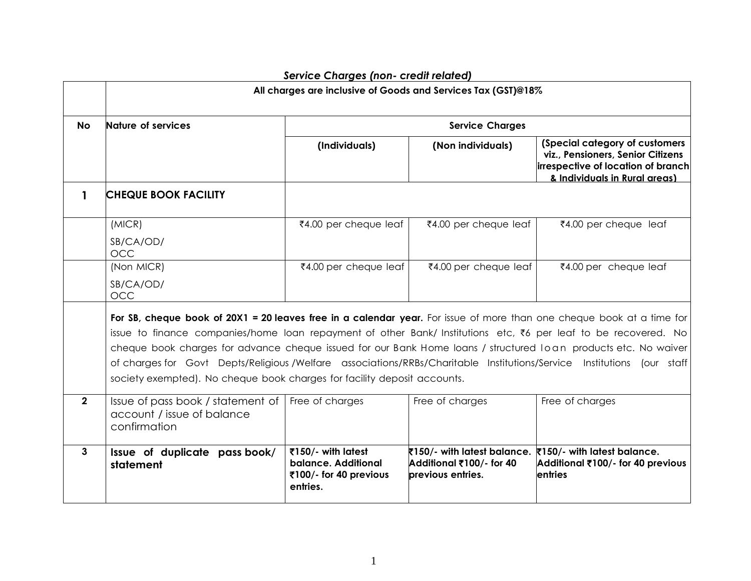*Service Charges (non- credit related)*

| | All charges are inclusive of Goods and Services Tax (GST)@18% | | | |
|---|---|---|---|---|
| **No** | **Nature of services** | **Service Charges** | | |
| | | **(Individuals)** | **(Non individuals)** | **(Special category of customers viz., Pensioners, Senior Citizens irrespective of location of branch & Individuals in Rural areas)** |
| **1** | **CHEQUE BOOK FACILITY** | | | |
| | (MICR) SB/CA/OD/ OCC | ₹4.00 per cheque leaf | ₹4.00 per cheque leaf | ₹4.00 per cheque leaf |
| | (Non MICR) SB/CA/OD/ OCC | ₹4.00 per cheque leaf | ₹4.00 per cheque leaf | ₹4.00 per cheque leaf |
| | **For SB, cheque book of 20X1 = 20 leaves free in a calendar year.** For issue of more than one cheque book at a time for issue to finance companies/home loan repayment of other Bank/ Institutions etc, ₹6 per leaf to be recovered. No cheque book charges for advance cheque issued for our Bank Home loans / structured loan products etc. No waiver of charges for Govt Depts/Religious /Welfare associations/RRBs/Charitable Institutions/Service Institutions (our staff society exempted). No cheque book charges for facility deposit accounts. | | | |
| **2** | Issue of pass book / statement of account / issue of balance confirmation | Free of charges | Free of charges | Free of charges |
| **3** | **Issue of duplicate pass book/ statement** | **₹150/- with latest balance. Additional ₹100/- for 40 previous entries.** | **₹150/- with latest balance. Additional ₹100/- for 40 previous entries.** | **₹150/- with latest balance. Additional ₹100/- for 40 previous entries** |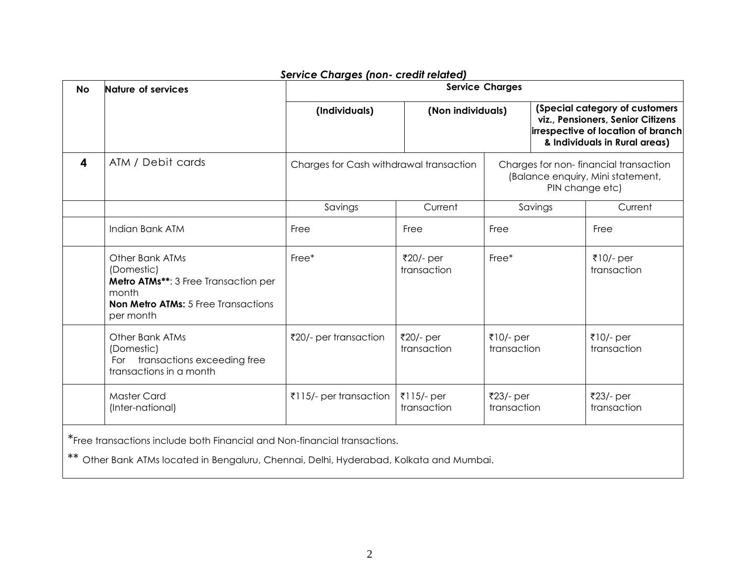## *Service Charges (non- credit related)*

| No | Nature of services | Service Charges | | | |
|---|---|---|---|---|---|
| | | **(Individuals)** | **(Non individuals)** | **(Special category of customers viz., Pensioners, Senior Citizens irrespective of location of branch & Individuals in Rural areas)** | |
| **4** | ATM / Debit cards | Charges for Cash withdrawal transaction | | Charges for non- financial transaction (Balance enquiry, Mini statement, PIN change etc) | |
| | | Savings | Current | Savings | Current |
| | Indian Bank ATM | Free | Free | Free | Free |
| | Other Bank ATMs (Domestic) **Metro ATMs****: 3 Free Transaction per month **Non Metro ATMs:** 5 Free Transactions per month | Free* | ₹20/- per transaction | Free* | ₹10/- per transaction |
| | Other Bank ATMs (Domestic) For transactions exceeding free transactions in a month | ₹20/- per transaction | ₹20/- per transaction | ₹10/- per transaction | ₹10/- per transaction |
| | Master Card (Inter-national) | ₹115/- per transaction | ₹115/- per transaction | ₹23/- per transaction | ₹23/- per transaction |

*Free transactions include both Financial and Non-financial transactions.

** Other Bank ATMs located in Bengaluru, Chennai, Delhi, Hyderabad, Kolkata and Mumbai.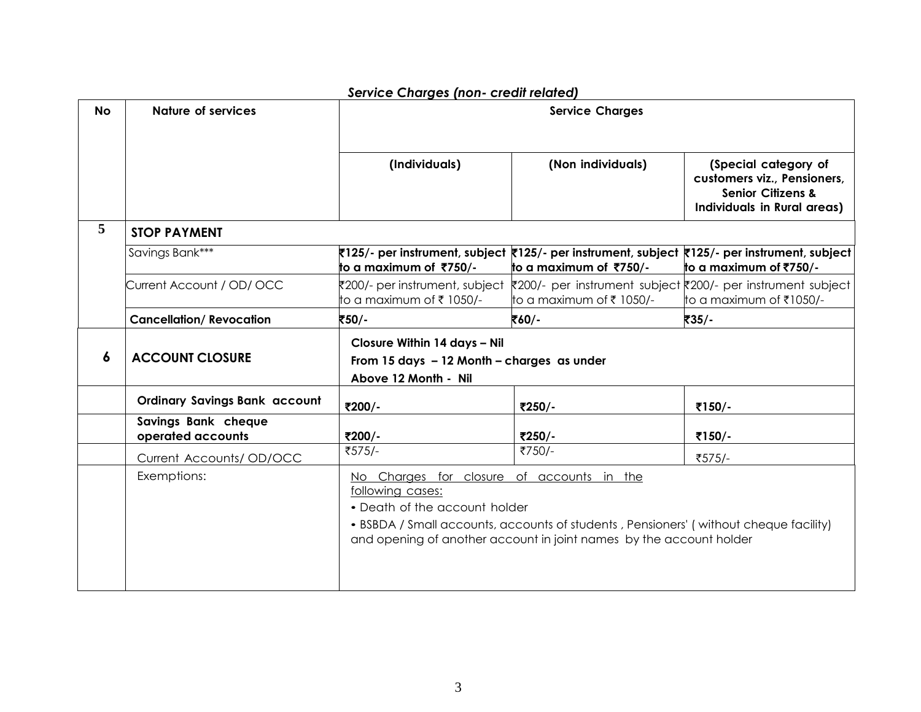***Service Charges (non- credit related)***

| No | Nature of services | Service Charges | | |
|---|---|---|---|---|
| | | **(Individuals)** | **(Non individuals)** | **(Special category of customers viz., Pensioners, Senior Citizens & Individuals in Rural areas)** |
| 5 | **STOP PAYMENT** | | | |
| | Savings Bank*** | **₹125/- per instrument, subject to a maximum of ₹750/-** | **₹125/- per instrument, subject to a maximum of ₹750/-** | **₹125/- per instrument, subject to a maximum of ₹750/-** |
| | Current Account / OD/ OCC | ₹200/- per instrument, subject to a maximum of ₹ 1050/- | ₹200/- per instrument subject to a maximum of ₹ 1050/- | ₹200/- per instrument subject to a maximum of ₹1050/- |
| | **Cancellation/ Revocation** | **₹50/-** | **₹60/-** | **₹35/-** |
| 6 | **ACCOUNT CLOSURE** | **Closure Within 14 days – Nil**<br>**From 15 days – 12 Month – charges as under**<br>**Above 12 Month - Nil** | | |
| | **Ordinary Savings Bank account** | **₹200/-** | **₹250/-** | **₹150/-** |
| | **Savings Bank cheque operated accounts** | **₹200/-** | **₹250/-** | **₹150/-** |
| | Current Accounts/ OD/OCC | ₹575/- | ₹750/- | ₹575/- |
| | Exemptions: | No Charges for closure of accounts in the following cases:<br>• Death of the account holder<br>• BSBDA / Small accounts, accounts of students , Pensioners' ( without cheque facility) and opening of another account in joint names by the account holder | | |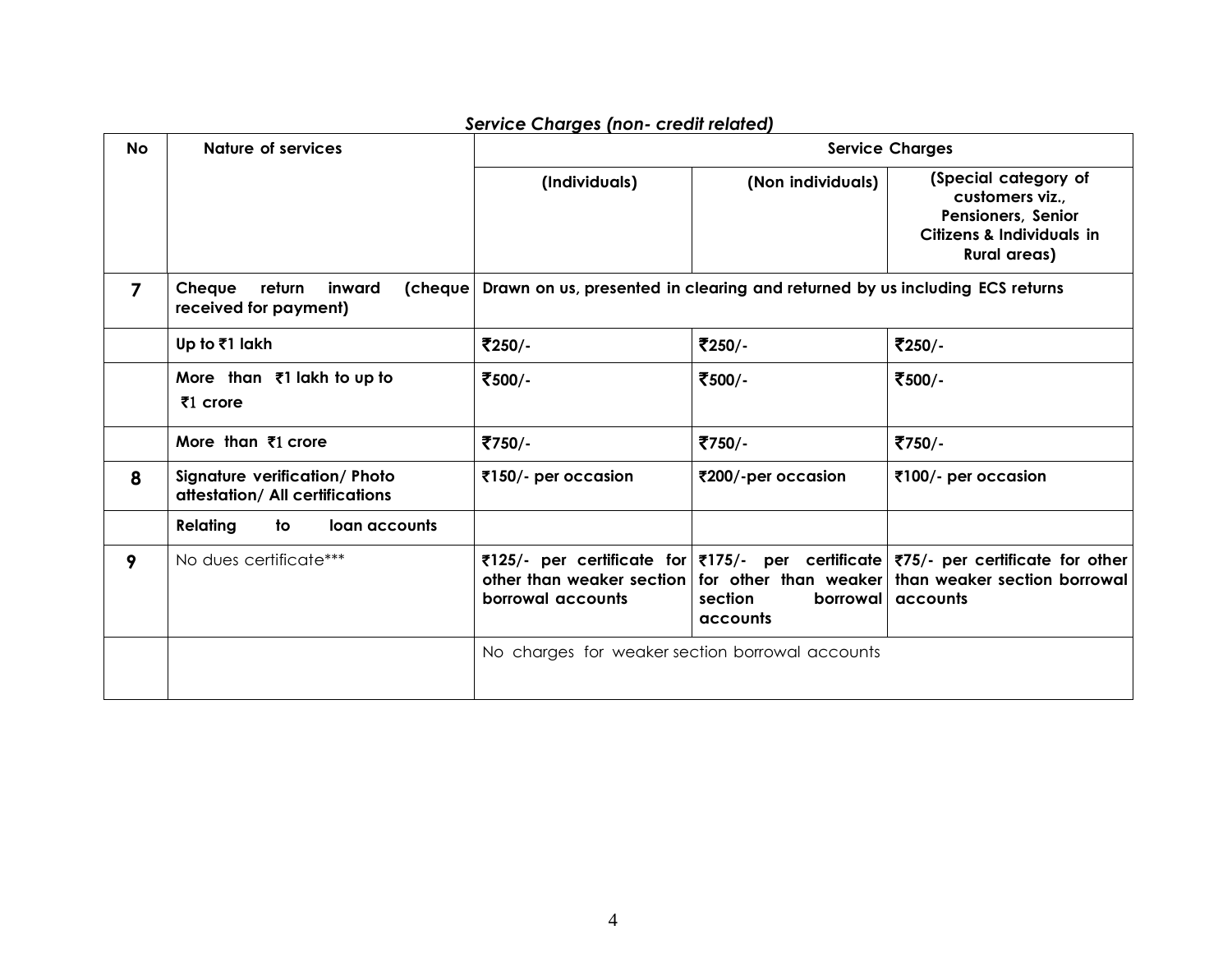*Service Charges (non- credit related)*

| No | Nature of services | Service Charges | | |
|---|---|---|---|---|
| | | **(Individuals)** | **(Non individuals)** | **(Special category of customers viz., Pensioners, Senior Citizens & Individuals in Rural areas)** |
| **7** | **Cheque return inward (cheque received for payment)** | **Drawn on us, presented in clearing and returned by us including ECS returns** | | |
| | **Up to ₹1 lakh** | **₹250/-** | **₹250/-** | **₹250/-** |
| | **More than ₹1 lakh to up to ₹1 crore** | **₹500/-** | **₹500/-** | **₹500/-** |
| | **More than ₹1 crore** | **₹750/-** | **₹750/-** | **₹750/-** |
| **8** | **Signature verification/ Photo attestation/ All certifications** | **₹150/- per occasion** | **₹200/-per occasion** | **₹100/- per occasion** |
| | **Relating to loan accounts** | | | |
| **9** | No dues certificate*** | **₹125/- per certificate for other than weaker section borrowal accounts** | **₹175/- per certificate for other than weaker section borrowal accounts** | **₹75/- per certificate for other than weaker section borrowal accounts** |
| | | No charges for weaker section borrowal accounts | | |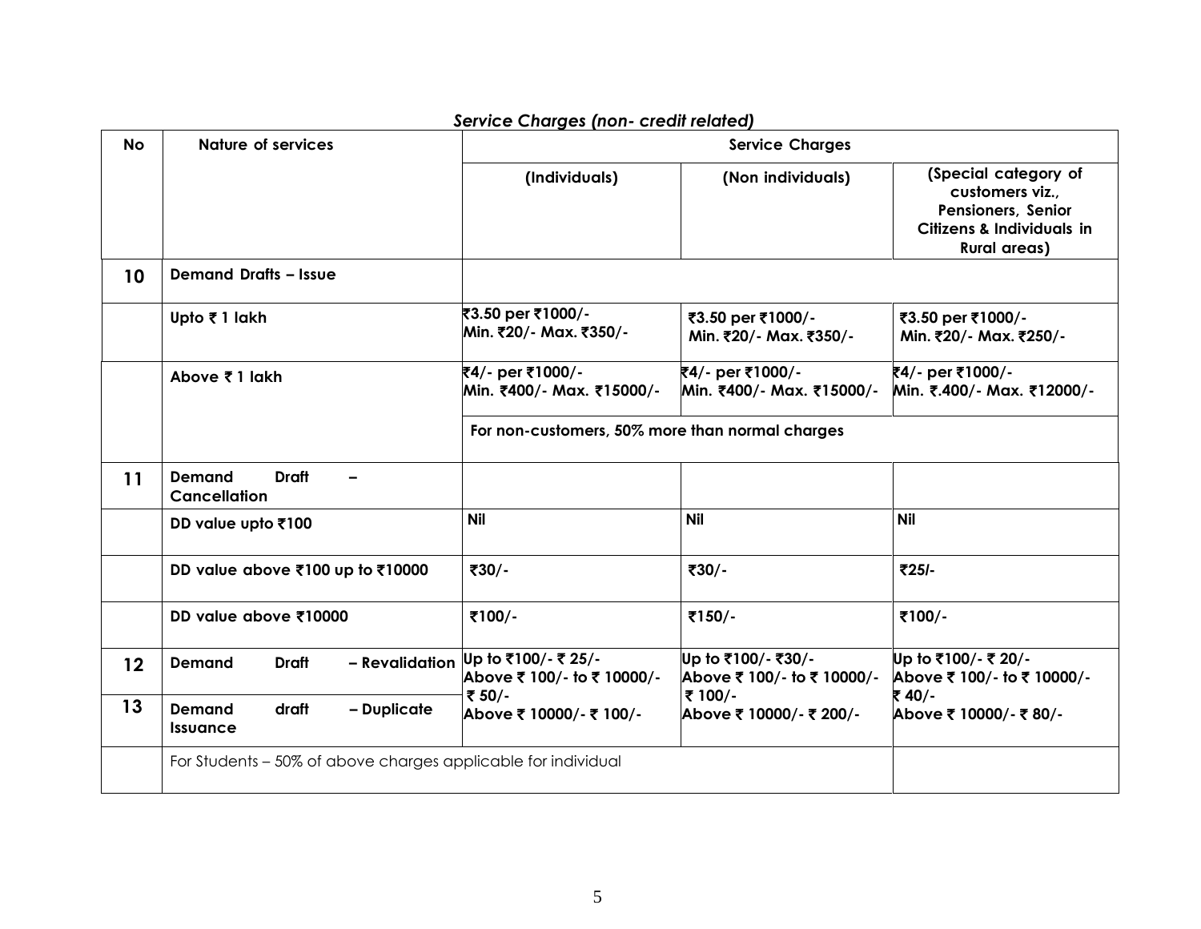### *Service Charges (non- credit related)*

| No | Nature of services | Service Charges | | |
|---|---|---|---|---|
| | | (Individuals) | (Non individuals) | (Special category of customers viz., Pensioners, Senior Citizens & Individuals in Rural areas) |
| **10** | **Demand Drafts – Issue** | | | |
| | **Upto ₹ 1 lakh** | **₹3.50 per ₹1000/- Min. ₹20/- Max. ₹350/-** | **₹3.50 per ₹1000/- Min. ₹20/- Max. ₹350/-** | **₹3.50 per ₹1000/- Min. ₹20/- Max. ₹250/-** |
| | **Above ₹ 1 lakh** | **₹4/- per ₹1000/- Min. ₹400/- Max. ₹15000/-** | **₹4/- per ₹1000/- Min. ₹400/- Max. ₹15000/-** | **₹4/- per ₹1000/- Min. ₹.400/- Max. ₹12000/-** |
| | | **For non-customers, 50% more than normal charges** | | |
| **11** | **Demand Draft – Cancellation** | | | |
| | **DD value upto ₹100** | **Nil** | **Nil** | **Nil** |
| | **DD value above ₹100 up to ₹10000** | **₹30/-** | **₹30/-** | **₹25/-** |
| | **DD value above ₹10000** | **₹100/-** | **₹150/-** | **₹100/-** |
| **12** | **Demand Draft – Revalidation** | **Up to ₹100/- ₹ 25/- Above ₹ 100/- to ₹ 10000/- ₹ 50/- Above ₹ 10000/- ₹ 100/-** | **Up to ₹100/- ₹30/- Above ₹ 100/- to ₹ 10000/- ₹ 100/- Above ₹ 10000/- ₹ 200/-** | **Up to ₹100/- ₹ 20/- Above ₹ 100/- to ₹ 10000/- ₹ 40/- Above ₹ 10000/- ₹ 80/-** |
| **13** | **Demand draft – Duplicate Issuance** | | | |
| | For Students – 50% of above charges applicable for individual | | | |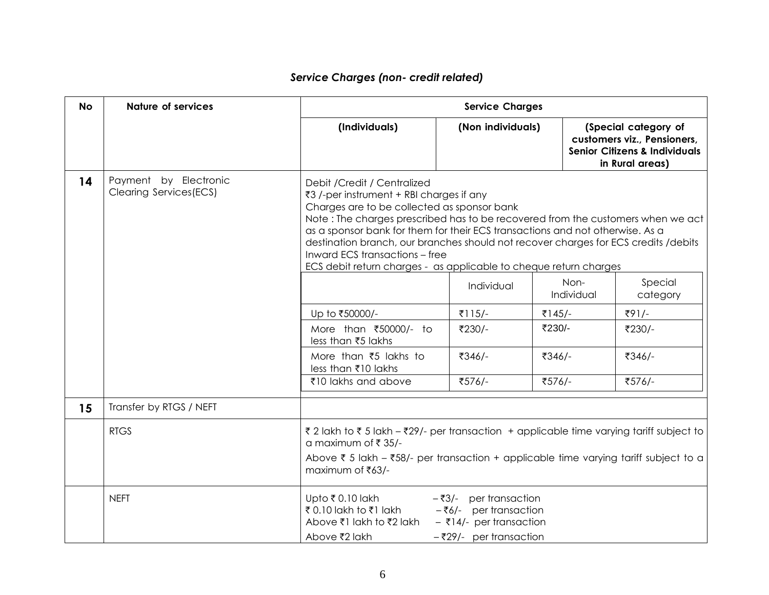## *Service Charges (non- credit related)*

| No | Nature of services | Service Charges | | |
|---|---|---|---|---|
| | | **(Individuals)** | **(Non individuals)** | **(Special category of customers viz., Pensioners, Senior Citizens & Individuals in Rural areas)** |
| **14** | Payment by Electronic Clearing Services(ECS) | Debit /Credit / Centralized<br>₹3 /-per instrument + RBI charges if any<br>Charges are to be collected as sponsor bank<br>Note : The charges prescribed has to be recovered from the customers when we act as a sponsor bank for them for their ECS transactions and not otherwise. As a destination branch, our branches should not recover charges for ECS credits /debits<br>Inward ECS transactions – free<br>ECS debit return charges - as applicable to cheque return charges | | |
| **15** | Transfer by RTGS / NEFT | | | |
| | RTGS | ₹ 2 lakh to ₹ 5 lakh – ₹29/- per transaction + applicable time varying tariff subject to a maximum of ₹ 35/-<br>Above ₹ 5 lakh – ₹58/- per transaction + applicable time varying tariff subject to a maximum of ₹63/- | | |
| | NEFT | Upto ₹ 0.10 lakh – ₹3/- per transaction<br>₹ 0.10 lakh to ₹1 lakh – ₹6/- per transaction<br>Above ₹1 lakh to ₹2 lakh – ₹14/- per transaction<br>Above ₹2 lakh – ₹29/- per transaction | | |

ECS debit return charges (item 14):

| | Individual | Non-Individual | Special category |
|---|---|---|---|
| Up to ₹50000/- | ₹115/- | ₹145/- | ₹91/- |
| More than ₹50000/- to less than ₹5 lakhs | ₹230/- | ₹230/- | ₹230/- |
| More than ₹5 lakhs to less than ₹10 lakhs | ₹346/- | ₹346/- | ₹346/- |
| ₹10 lakhs and above | ₹576/- | ₹576/- | ₹576/- |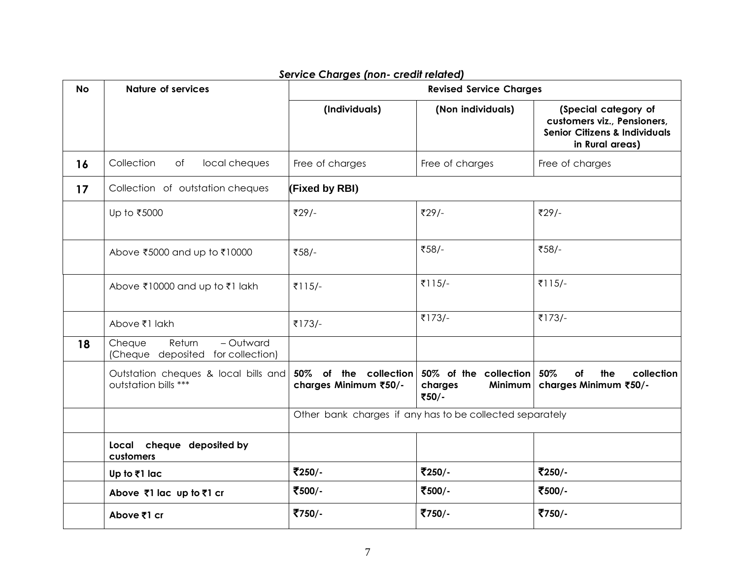*Service Charges (non- credit related)*

| No | Nature of services | Revised Service Charges | | |
|---|---|---|---|---|
| | | (Individuals) | (Non individuals) | (Special category of customers viz., Pensioners, Senior Citizens & Individuals in Rural areas) |
| **16** | Collection of local cheques | Free of charges | Free of charges | Free of charges |
| **17** | Collection of outstation cheques | **(Fixed by RBI)** | | |
| | Up to ₹5000 | ₹29/- | ₹29/- | ₹29/- |
| | Above ₹5000 and up to ₹10000 | ₹58/- | ₹58/- | ₹58/- |
| | Above ₹10000 and up to ₹1 lakh | ₹115/- | ₹115/- | ₹115/- |
| | Above ₹1 lakh | ₹173/- | ₹173/- | ₹173/- |
| **18** | Cheque Return – Outward (Cheque deposited for collection) | | | |
| | Outstation cheques & local bills and outstation bills *** | **50% of the collection charges Minimum ₹50/-** | **50% of the collection charges Minimum ₹50/-** | **50% of the collection charges Minimum ₹50/-** |
| | | Other bank charges if any has to be collected separately | | |
| | **Local cheque deposited by customers** | | | |
| | **Up to ₹1 lac** | **₹250/-** | **₹250/-** | **₹250/-** |
| | **Above ₹1 lac up to ₹1 cr** | **₹500/-** | **₹500/-** | **₹500/-** |
| | **Above ₹1 cr** | **₹750/-** | **₹750/-** | **₹750/-** |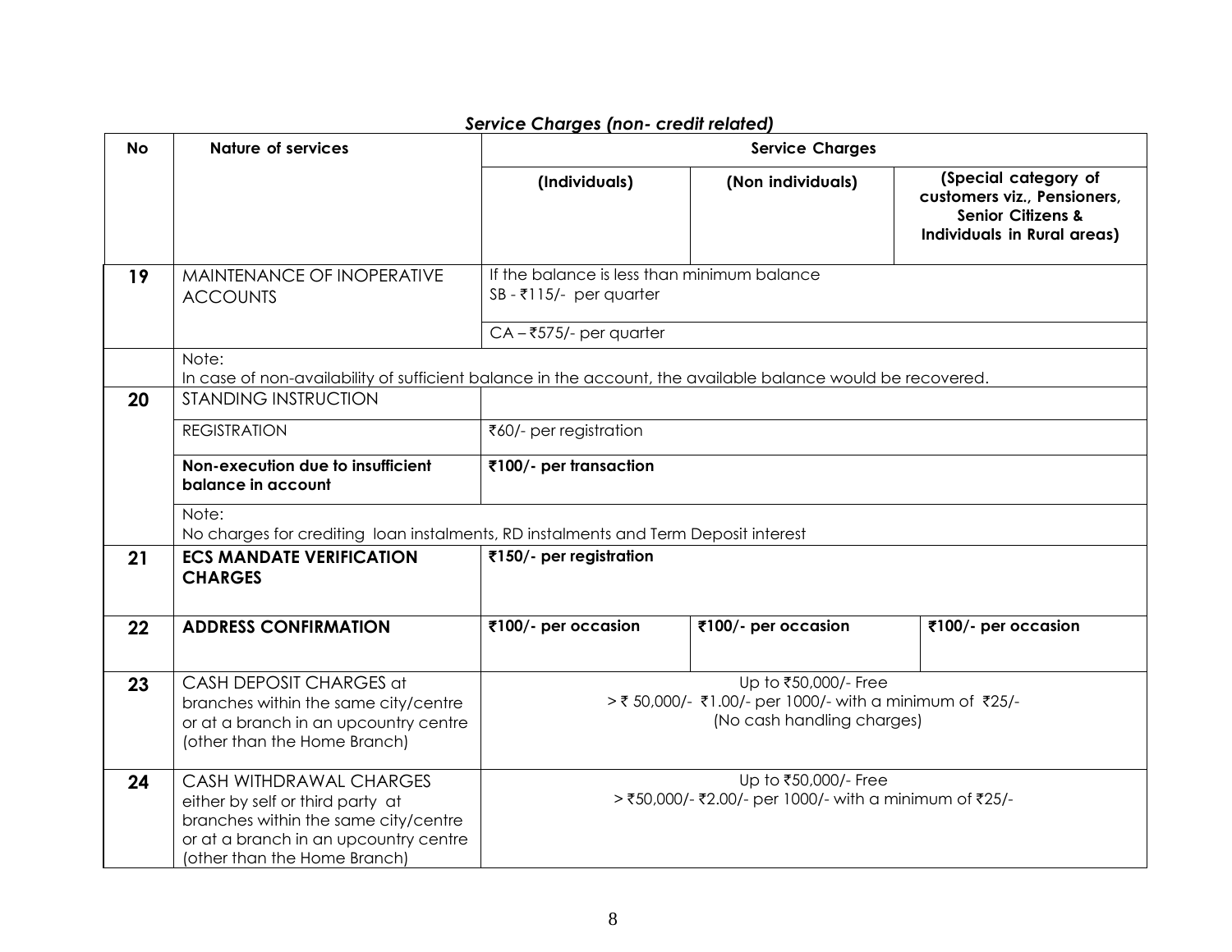*Service Charges (non- credit related)*

| No | Nature of services | Service Charges | | |
|---|---|---|---|---|
| | | (Individuals) | (Non individuals) | (Special category of customers viz., Pensioners, Senior Citizens & Individuals in Rural areas) |
| 19 | MAINTENANCE OF INOPERATIVE ACCOUNTS | If the balance is less than minimum balance SB - ₹115/- per quarter | | |
| | | CA – ₹575/- per quarter | | |
| | Note: In case of non-availability of sufficient balance in the account, the available balance would be recovered. | | | |
| 20 | STANDING INSTRUCTION | | | |
| | REGISTRATION | ₹60/- per registration | | |
| | **Non-execution due to insufficient balance in account** | **₹100/- per transaction** | | |
| | Note: No charges for crediting loan instalments, RD instalments and Term Deposit interest | | | |
| 21 | **ECS MANDATE VERIFICATION CHARGES** | **₹150/- per registration** | | |
| 22 | **ADDRESS CONFIRMATION** | **₹100/- per occasion** | **₹100/- per occasion** | **₹100/- per occasion** |
| 23 | CASH DEPOSIT CHARGES at branches within the same city/centre or at a branch in an upcountry centre (other than the Home Branch) | Up to ₹50,000/- Free<br>> ₹ 50,000/- ₹1.00/- per 1000/- with a minimum of ₹25/-<br>(No cash handling charges) | | |
| 24 | CASH WITHDRAWAL CHARGES either by self or third party at branches within the same city/centre or at a branch in an upcountry centre (other than the Home Branch) | Up to ₹50,000/- Free<br>> ₹50,000/- ₹2.00/- per 1000/- with a minimum of ₹25/- | | |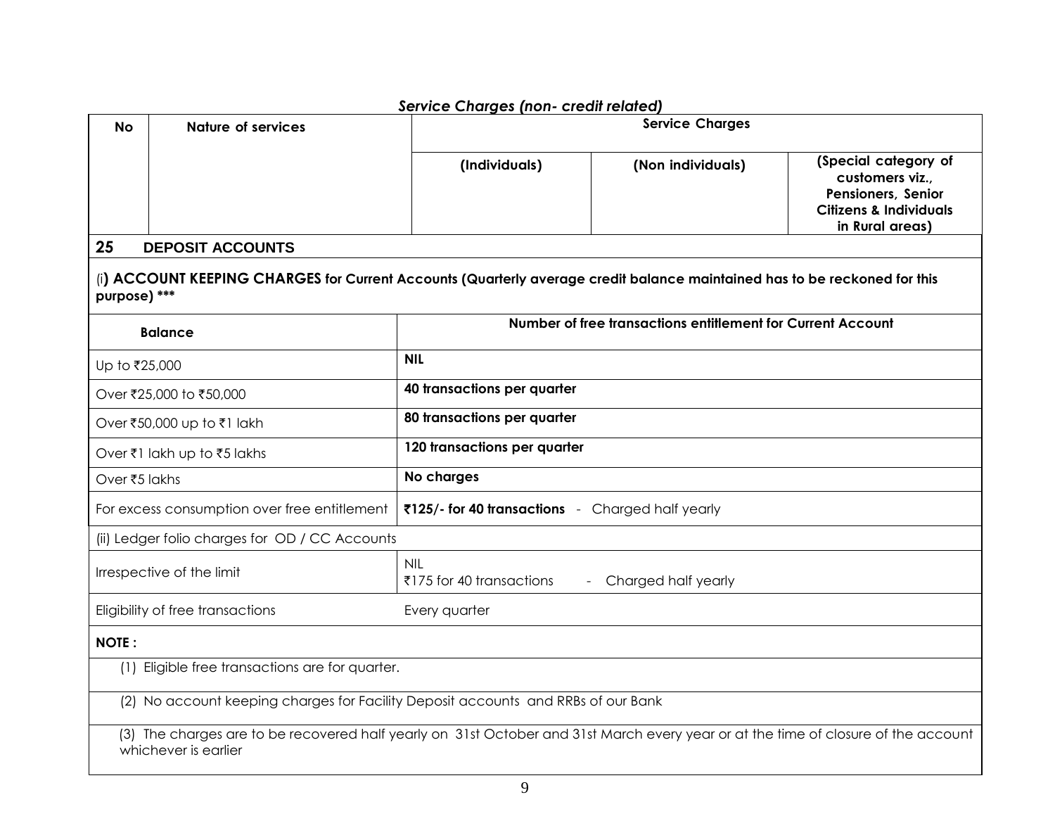*Service Charges (non- credit related)*

| No | Nature of services | Service Charges | | |
|---|---|---|---|---|
| | | (Individuals) | (Non individuals) | (Special category of customers viz., Pensioners, Senior Citizens & Individuals in Rural areas) |
| **25** | **DEPOSIT ACCOUNTS** | | | |

(i**) ACCOUNT KEEPING CHARGES for Current Accounts (Quarterly average credit balance maintained has to be reckoned for this purpose) *****

| Balance | Number of free transactions entitlement for Current Account |
|---|---|
| Up to ₹25,000 | **NIL** |
| Over ₹25,000 to ₹50,000 | **40 transactions per quarter** |
| Over ₹50,000 up to ₹1 lakh | **80 transactions per quarter** |
| Over ₹1 lakh up to ₹5 lakhs | **120 transactions per quarter** |
| Over ₹5 lakhs | **No charges** |
| For excess consumption over free entitlement | **₹125/- for 40 transactions** - Charged half yearly |
| (ii) Ledger folio charges for OD / CC Accounts | |
| Irrespective of the limit | NIL<br>₹175 for 40 transactions - Charged half yearly |
| Eligibility of free transactions | Every quarter |

**NOTE :**

(1) Eligible free transactions are for quarter.

(2) No account keeping charges for Facility Deposit accounts and RRBs of our Bank

(3) The charges are to be recovered half yearly on 31st October and 31st March every year or at the time of closure of the account whichever is earlier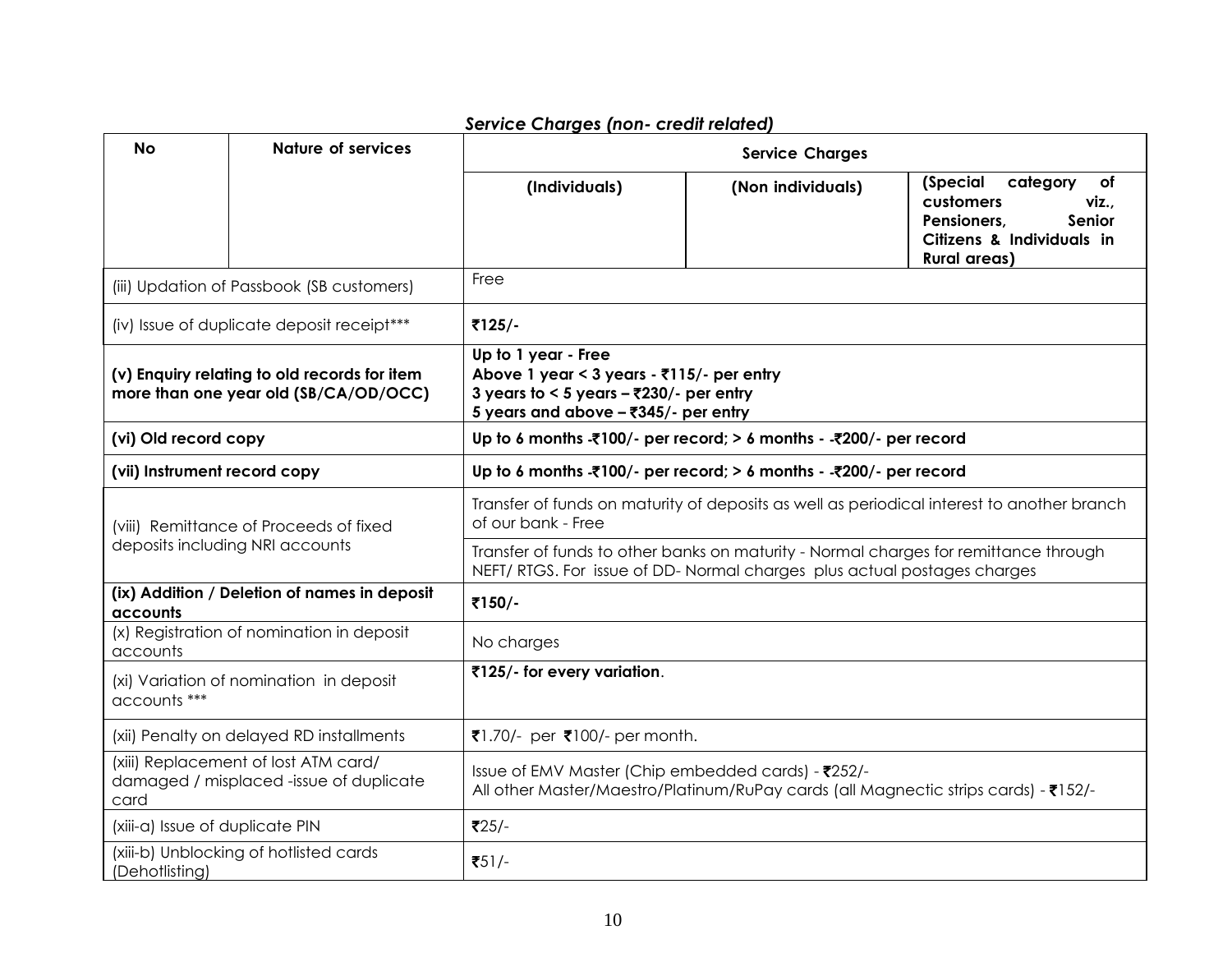## *Service Charges (non- credit related)*

| No | Nature of services | Service Charges | | |
|---|---|---|---|---|
| | | **(Individuals)** | **(Non individuals)** | **(Special category of customers viz., Pensioners, Senior Citizens & Individuals in Rural areas)** |
| (iii) Updation of Passbook (SB customers) | | Free | | |
| (iv) Issue of duplicate deposit receipt*** | | **₹125/-** | | |
| **(v) Enquiry relating to old records for item more than one year old (SB/CA/OD/OCC)** | | **Up to 1 year - Free**<br>**Above 1 year < 3 years - ₹115/- per entry**<br>**3 years to < 5 years – ₹230/- per entry**<br>**5 years and above – ₹345/- per entry** | | |
| **(vi) Old record copy** | | **Up to 6 months -₹100/- per record; > 6 months - -₹200/- per record** | | |
| **(vii) Instrument record copy** | | **Up to 6 months -₹100/- per record; > 6 months - -₹200/- per record** | | |
| (viii) Remittance of Proceeds of fixed deposits including NRI accounts | | Transfer of funds on maturity of deposits as well as periodical interest to another branch of our bank - Free<br>Transfer of funds to other banks on maturity - Normal charges for remittance through NEFT/ RTGS. For issue of DD- Normal charges plus actual postages charges | | |
| **(ix) Addition / Deletion of names in deposit accounts** | | **₹150/-** | | |
| (x) Registration of nomination in deposit accounts | | No charges | | |
| (xi) Variation of nomination in deposit accounts *** | | **₹125/- for every variation**. | | |
| (xii) Penalty on delayed RD installments | | ₹1.70/- per ₹100/- per month. | | |
| (xiii) Replacement of lost ATM card/ damaged / misplaced -issue of duplicate card | | Issue of EMV Master (Chip embedded cards) - ₹252/-<br>All other Master/Maestro/Platinum/RuPay cards (all Magnectic strips cards) - ₹152/- | | |
| (xiii-a) Issue of duplicate PIN | | ₹25/- | | |
| (xiii-b) Unblocking of hotlisted cards (Dehotlisting) | | ₹51/- | | |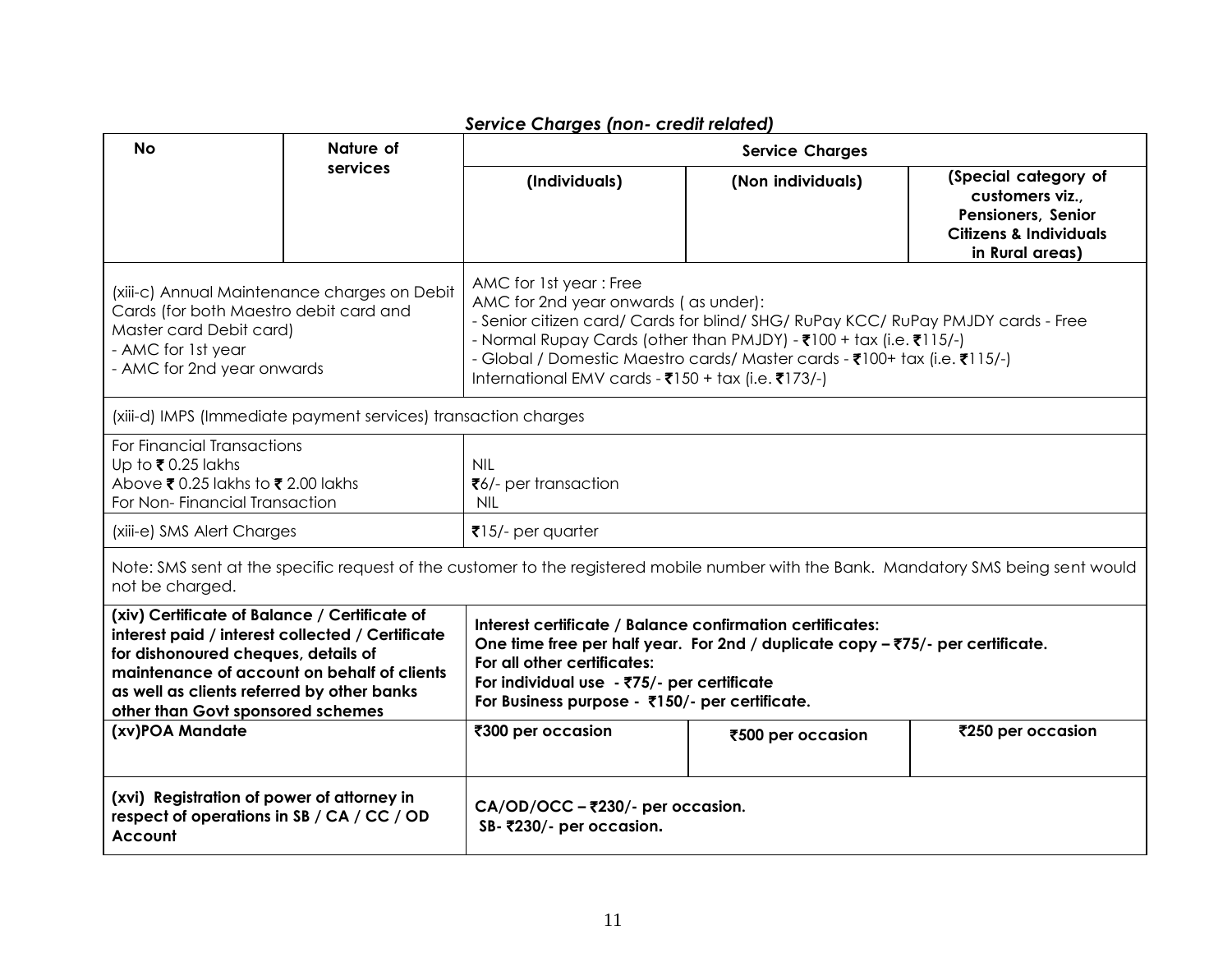*Service Charges (non- credit related)*

| No | Nature of services | Service Charges | | |
|---|---|---|---|---|
| | | **(Individuals)** | **(Non individuals)** | **(Special category of customers viz., Pensioners, Senior Citizens & Individuals in Rural areas)** |
| (xiii-c) Annual Maintenance charges on Debit Cards (for both Maestro debit card and Master card Debit card)<br>- AMC for 1st year<br>- AMC for 2nd year onwards | | AMC for 1st year : Free<br>AMC for 2nd year onwards ( as under):<br>- Senior citizen card/ Cards for blind/ SHG/ RuPay KCC/ RuPay PMJDY cards - Free<br>- Normal Rupay Cards (other than PMJDY) - ₹100 + tax (i.e. ₹115/-)<br>- Global / Domestic Maestro cards/ Master cards - ₹100+ tax (i.e. ₹115/-)<br>International EMV cards - ₹150 + tax (i.e. ₹173/-) | | |
| (xiii-d) IMPS (Immediate payment services) transaction charges | | | | |
| For Financial Transactions<br>Up to ₹ 0.25 lakhs<br>Above ₹ 0.25 lakhs to ₹ 2.00 lakhs<br>For Non- Financial Transaction | | NIL<br>₹6/- per transaction<br>NIL | | |
| (xiii-e) SMS Alert Charges | | ₹15/- per quarter | | |
| Note: SMS sent at the specific request of the customer to the registered mobile number with the Bank. Mandatory SMS being sent would not be charged. | | | | |
| **(xiv) Certificate of Balance / Certificate of interest paid / interest collected / Certificate for dishonoured cheques, details of maintenance of account on behalf of clients as well as clients referred by other banks other than Govt sponsored schemes** | | **Interest certificate / Balance confirmation certificates:**<br>**One time free per half year. For 2nd / duplicate copy – ₹75/- per certificate.**<br>**For all other certificates:**<br>**For individual use - ₹75/- per certificate**<br>**For Business purpose - ₹150/- per certificate.** | | |
| **(xv)POA Mandate** | | **₹300 per occasion** | **₹500 per occasion** | **₹250 per occasion** |
| **(xvi) Registration of power of attorney in respect of operations in SB / CA / CC / OD Account** | | **CA/OD/OCC – ₹230/- per occasion.**<br>**SB- ₹230/- per occasion.** | | |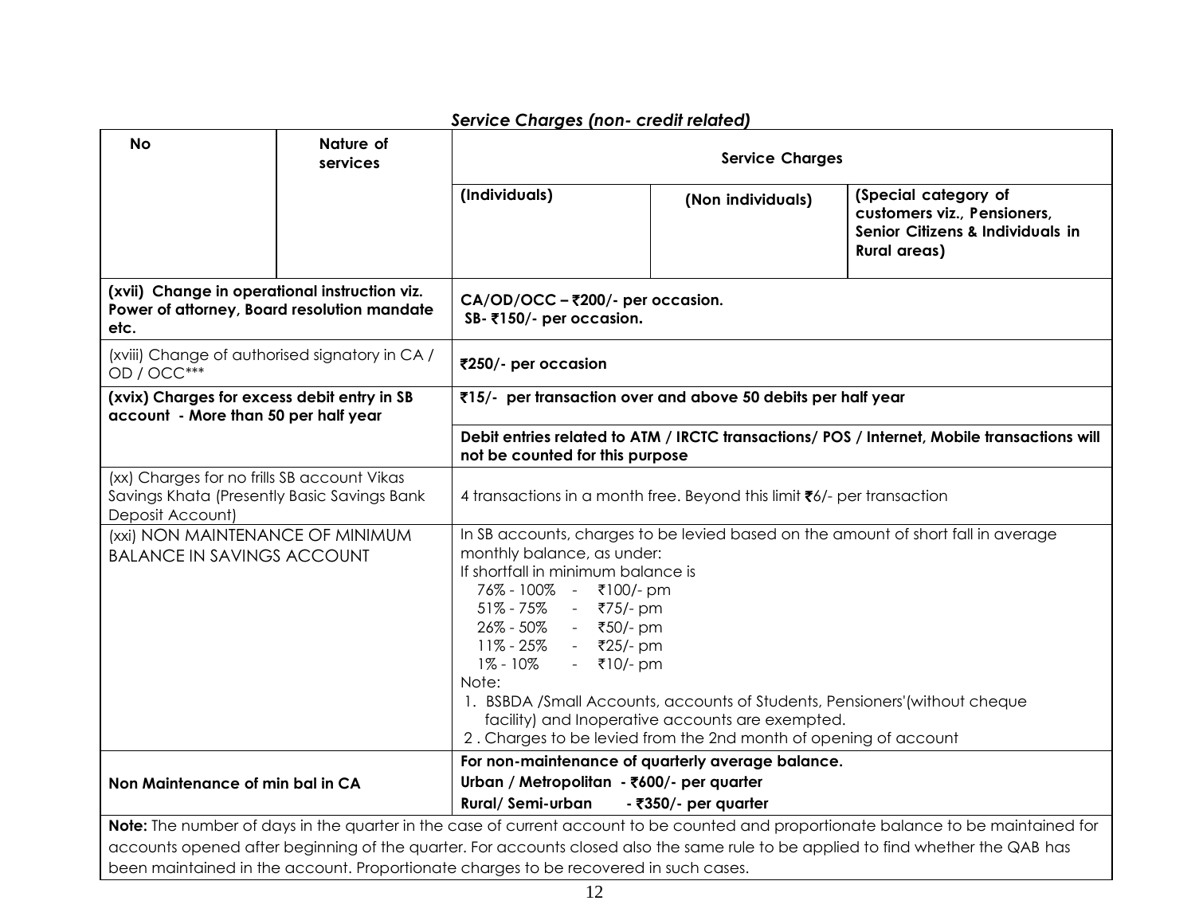### *Service Charges (non- credit related)*

| No | Nature of services | Service Charges | | |
|---|---|---|---|---|
| | | (Individuals) | (Non individuals) | (Special category of customers viz., Pensioners, Senior Citizens & Individuals in Rural areas) |
| **(xvii) Change in operational instruction viz. Power of attorney, Board resolution mandate etc.** | | **CA/OD/OCC – ₹200/- per occasion.**<br>**SB- ₹150/- per occasion.** | | |
| (xviii) Change of authorised signatory in CA / OD / OCC*** | | **₹250/- per occasion** | | |
| **(xvix) Charges for excess debit entry in SB account - More than 50 per half year** | | **₹15/- per transaction over and above 50 debits per half year**<br>**Debit entries related to ATM / IRCTC transactions/ POS / Internet, Mobile transactions will not be counted for this purpose** | | |
| (xx) Charges for no frills SB account Vikas Savings Khata (Presently Basic Savings Bank Deposit Account) | | 4 transactions in a month free. Beyond this limit ₹6/- per transaction | | |
| (xxi) NON MAINTENANCE OF MINIMUM BALANCE IN SAVINGS ACCOUNT | | In SB accounts, charges to be levied based on the amount of short fall in average monthly balance, as under:<br>If shortfall in minimum balance is<br>76% - 100% - ₹100/- pm<br>51% - 75% - ₹75/- pm<br>26% - 50% - ₹50/- pm<br>11% - 25% - ₹25/- pm<br>1% - 10% - ₹10/- pm<br>Note:<br>1. BSBDA /Small Accounts, accounts of Students, Pensioners'(without cheque facility) and Inoperative accounts are exempted.<br>2 . Charges to be levied from the 2nd month of opening of account | | |
| **Non Maintenance of min bal in CA** | | **For non-maintenance of quarterly average balance.**<br>**Urban / Metropolitan - ₹600/- per quarter**<br>**Rural/ Semi-urban - ₹350/- per quarter** | | |

**Note:** The number of days in the quarter in the case of current account to be counted and proportionate balance to be maintained for accounts opened after beginning of the quarter. For accounts closed also the same rule to be applied to find whether the QAB has been maintained in the account. Proportionate charges to be recovered in such cases.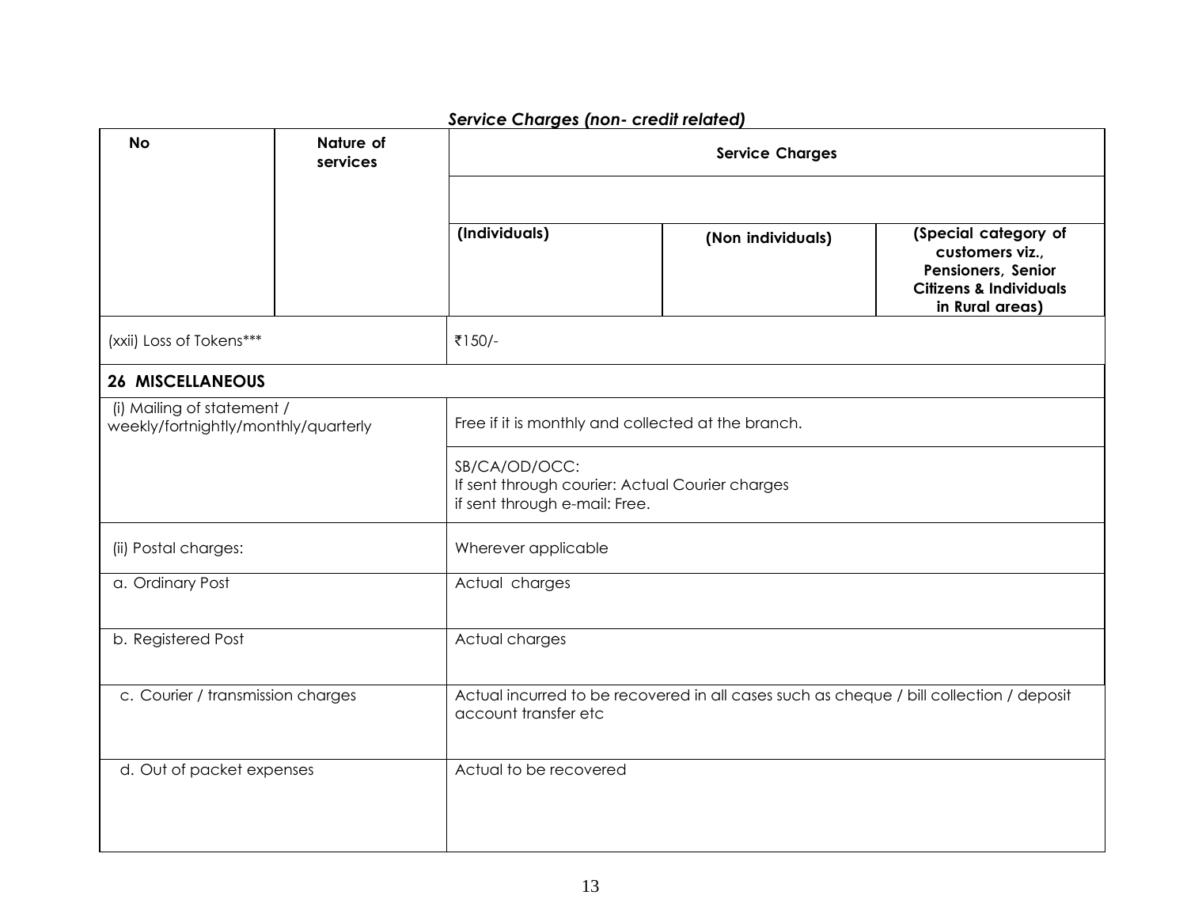*Service Charges (non- credit related)*

| No | Nature of services | Service Charges | | |
|---|---|---|---|---|
| | | **(Individuals)** | **(Non individuals)** | **(Special category of customers viz., Pensioners, Senior Citizens & Individuals in Rural areas)** |
| (xxii) Loss of Tokens*** | | ₹150/- | | |
| **26 MISCELLANEOUS** | | | | |
| (i) Mailing of statement / weekly/fortnightly/monthly/quarterly | | Free if it is monthly and collected at the branch. | | |
| | | SB/CA/OD/OCC: If sent through courier: Actual Courier charges if sent through e-mail: Free. | | |
| (ii) Postal charges: | | Wherever applicable | | |
| a. Ordinary Post | | Actual charges | | |
| b. Registered Post | | Actual charges | | |
| c. Courier / transmission charges | | Actual incurred to be recovered in all cases such as cheque / bill collection / deposit account transfer etc | | |
| d. Out of packet expenses | | Actual to be recovered | | |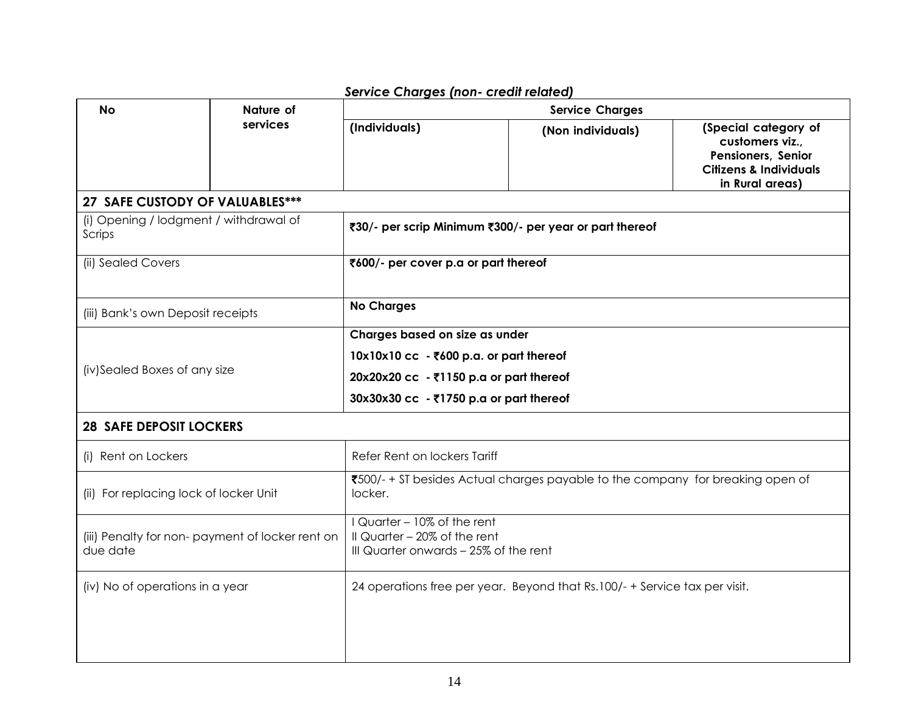*Service Charges (non- credit related)*

| No | Nature of services | Service Charges | | |
|---|---|---|---|---|
| | | **(Individuals)** | **(Non individuals)** | **(Special category of customers viz., Pensioners, Senior Citizens & Individuals in Rural areas)** |
| **27 SAFE CUSTODY OF VALUABLES*** | | | | |
| (i) Opening / lodgment / withdrawal of Scrips | | **₹30/- per scrip Minimum ₹300/- per year or part thereof** | | |
| (ii) Sealed Covers | | **₹600/- per cover p.a or part thereof** | | |
| (iii) Bank's own Deposit receipts | | **No Charges** | | |
| (iv)Sealed Boxes of any size | | **Charges based on size as under**<br>**10x10x10 cc - ₹600 p.a. or part thereof**<br>**20x20x20 cc - ₹1150 p.a or part thereof**<br>**30x30x30 cc - ₹1750 p.a or part thereof** | | |
| **28 SAFE DEPOSIT LOCKERS** | | | | |
| (i) Rent on Lockers | | Refer Rent on lockers Tariff | | |
| (ii) For replacing lock of locker Unit | | ₹500/- + ST besides Actual charges payable to the company for breaking open of locker. | | |
| (iii) Penalty for non- payment of locker rent on due date | | I Quarter – 10% of the rent<br>II Quarter – 20% of the rent<br>III Quarter onwards – 25% of the rent | | |
| (iv) No of operations in a year | | 24 operations free per year. Beyond that Rs.100/- + Service tax per visit. | | |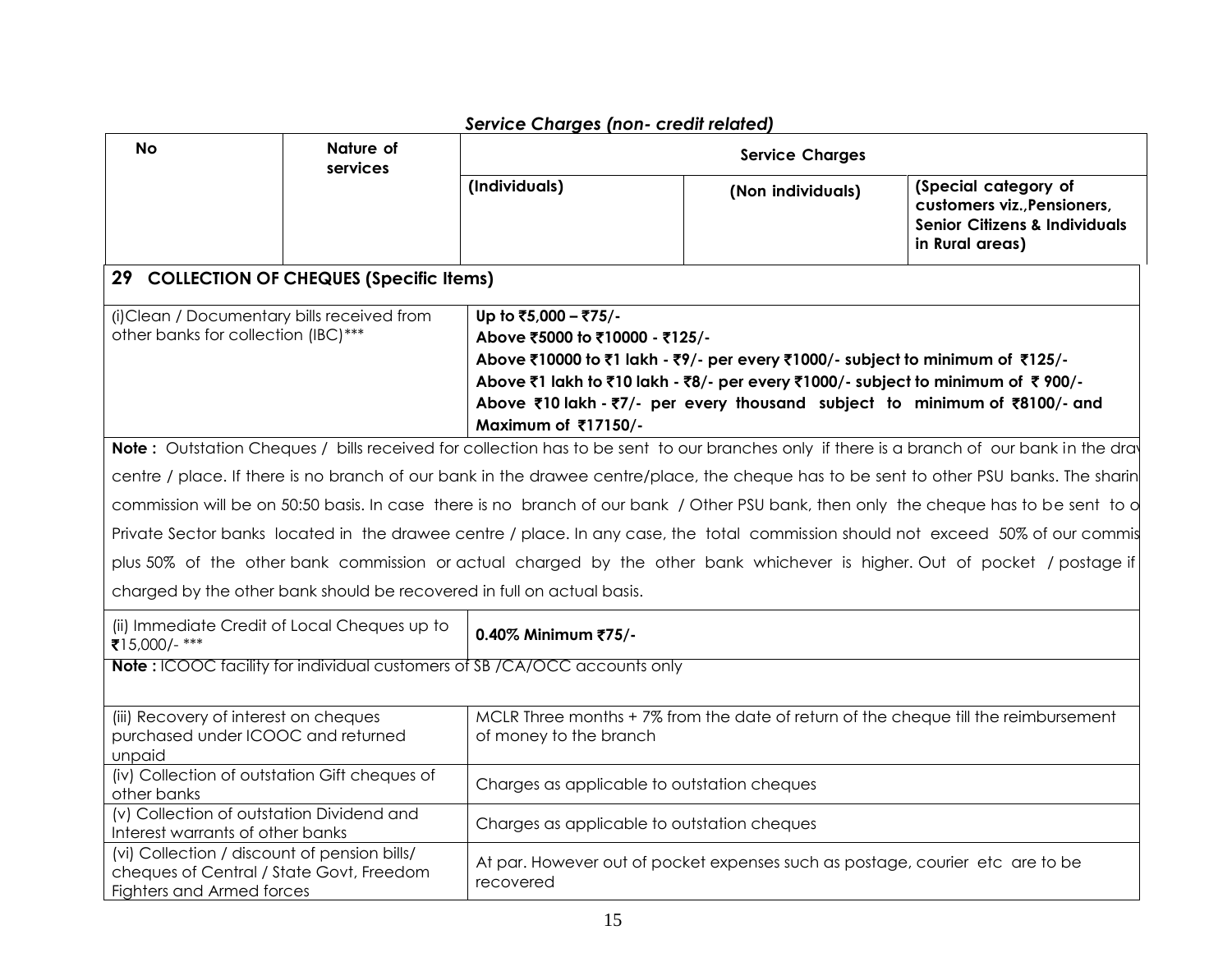## Service Charges (non- credit related)

| No | Nature of services | Service Charges | | |
|---|---|---|---|---|
| | | (Individuals) | (Non individuals) | (Special category of customers viz.,Pensioners, Senior Citizens & Individuals in Rural areas) |
| **29 COLLECTION OF CHEQUES (Specific Items)** | | | | |
| (i)Clean / Documentary bills received from other banks for collection (IBC)*** | | **Up to ₹5,000 – ₹75/-**<br>**Above ₹5000 to ₹10000 - ₹125/-**<br>**Above ₹10000 to ₹1 lakh - ₹9/- per every ₹1000/- subject to minimum of ₹125/-**<br>**Above ₹1 lakh to ₹10 lakh - ₹8/- per every ₹1000/- subject to minimum of ₹ 900/-**<br>**Above ₹10 lakh - ₹7/- per every thousand subject to minimum of ₹8100/- and Maximum of ₹17150/-** | | |
| **Note :** Outstation Cheques / bills received for collection has to be sent to our branches only if there is a branch of our bank in the drav centre / place. If there is no branch of our bank in the drawee centre/place, the cheque has to be sent to other PSU banks. The sharin commission will be on 50:50 basis. In case there is no branch of our bank / Other PSU bank, then only the cheque has to be sent to o Private Sector banks located in the drawee centre / place. In any case, the total commission should not exceed 50% of our commis plus 50% of the other bank commission or actual charged by the other bank whichever is higher. Out of pocket / postage if charged by the other bank should be recovered in full on actual basis. | | | | |
| (ii) Immediate Credit of Local Cheques up to ₹15,000/- *** | | **0.40% Minimum ₹75/-** | | |
| **Note :** ICOOC facility for individual customers of SB /CA/OCC accounts only | | | | |
| (iii) Recovery of interest on cheques purchased under ICOOC and returned unpaid | | MCLR Three months + 7% from the date of return of the cheque till the reimbursement of money to the branch | | |
| (iv) Collection of outstation Gift cheques of other banks | | Charges as applicable to outstation cheques | | |
| (v) Collection of outstation Dividend and Interest warrants of other banks | | Charges as applicable to outstation cheques | | |
| (vi) Collection / discount of pension bills/ cheques of Central / State Govt, Freedom Fighters and Armed forces | | At par. However out of pocket expenses such as postage, courier etc are to be recovered | | |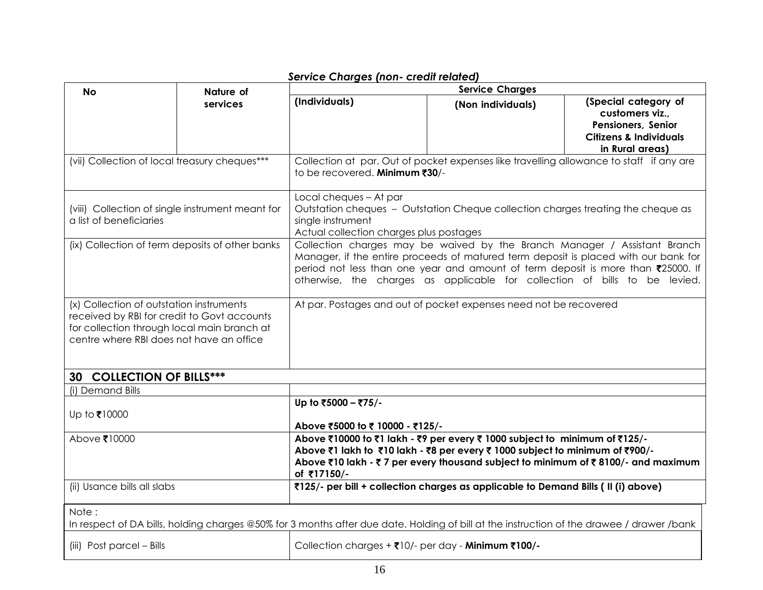## *Service Charges (non- credit related)*

| No | Nature of services | Service Charges (Individuals) | (Non individuals) | (Special category of customers viz., Pensioners, Senior Citizens & Individuals in Rural areas) |
|---|---|---|---|---|
| (vii) Collection of local treasury cheques*** | | Collection at par. Out of pocket expenses like travelling allowance to staff if any are to be recovered. **Minimum ₹30**/- | | |
| (viii) Collection of single instrument meant for a list of beneficiaries | | Local cheques – At par<br>Outstation cheques – Outstation Cheque collection charges treating the cheque as single instrument<br>Actual collection charges plus postages | | |
| (ix) Collection of term deposits of other banks | | Collection charges may be waived by the Branch Manager / Assistant Branch Manager, if the entire proceeds of matured term deposit is placed with our bank for period not less than one year and amount of term deposit is more than ₹25000. If otherwise, the charges as applicable for collection of bills to be levied. | | |
| (x) Collection of outstation instruments received by RBI for credit to Govt accounts for collection through local main branch at centre where RBI does not have an office | | At par. Postages and out of pocket expenses need not be recovered | | |
| **30 COLLECTION OF BILLS*** ** | | | | |
| (i) Demand Bills | | | | |
| Up to ₹10000 | | **Up to ₹5000 – ₹75/-**<br>**Above ₹5000 to ₹ 10000 - ₹125/-** | | |
| Above ₹10000 | | **Above ₹10000 to ₹1 lakh - ₹9 per every ₹ 1000 subject to minimum of ₹125/-**<br>**Above ₹1 lakh to ₹10 lakh - ₹8 per every ₹ 1000 subject to minimum of ₹900/-**<br>**Above ₹10 lakh - ₹ 7 per every thousand subject to minimum of ₹ 8100/- and maximum of ₹17150/-** | | |
| (ii) Usance bills all slabs | | **₹125/- per bill + collection charges as applicable to Demand Bills ( II (i) above)** | | |
| Note :<br>In respect of DA bills, holding charges @50% for 3 months after due date. Holding of bill at the instruction of the drawee / drawer /bank | | | | |
| (iii) Post parcel – Bills | | Collection charges + ₹10/- per day - **Minimum ₹100/-** | | |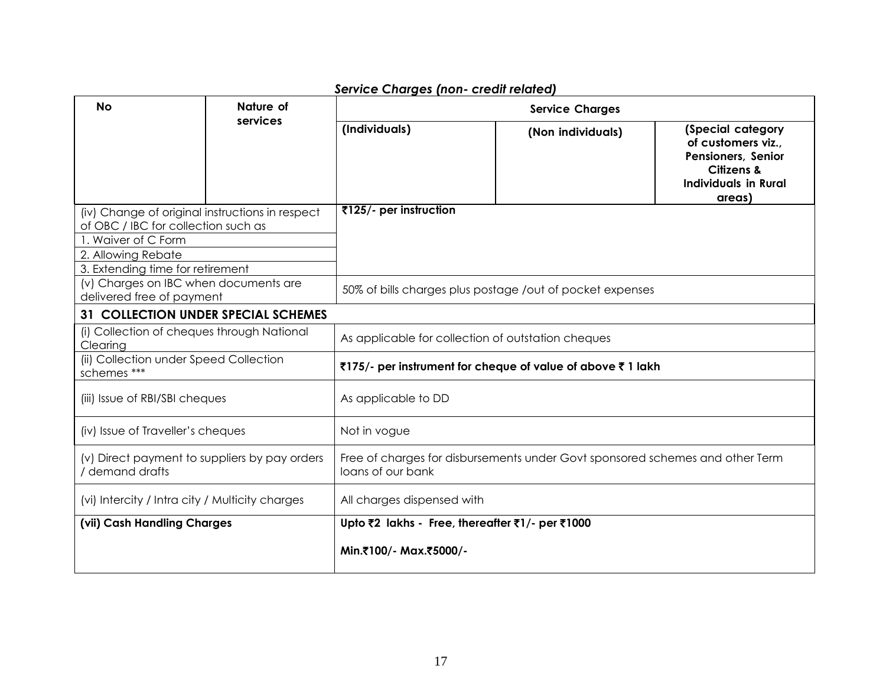*Service Charges (non- credit related)*

| No | Nature of services | Service Charges | | |
|---|---|---|---|---|
| | | **(Individuals)** | **(Non individuals)** | **(Special category of customers viz., Pensioners, Senior Citizens & Individuals in Rural areas)** |
| (iv) Change of original instructions in respect of OBC / IBC for collection such as | | **₹125/- per instruction** | | |
| 1. Waiver of C Form | | | | |
| 2. Allowing Rebate | | | | |
| 3. Extending time for retirement | | | | |
| (v) Charges on IBC when documents are delivered free of payment | | 50% of bills charges plus postage /out of pocket expenses | | |
| **31 COLLECTION UNDER SPECIAL SCHEMES** | | | | |
| (i) Collection of cheques through National Clearing | | As applicable for collection of outstation cheques | | |
| (ii) Collection under Speed Collection schemes *** | | **₹175/- per instrument for cheque of value of above ₹ 1 lakh** | | |
| (iii) Issue of RBI/SBI cheques | | As applicable to DD | | |
| (iv) Issue of Traveller's cheques | | Not in vogue | | |
| (v) Direct payment to suppliers by pay orders / demand drafts | | Free of charges for disbursements under Govt sponsored schemes and other Term loans of our bank | | |
| (vi) Intercity / Intra city / Multicity charges | | All charges dispensed with | | |
| **(vii) Cash Handling Charges** | | **Upto ₹2 lakhs - Free, thereafter ₹1/- per ₹1000**<br><br>**Min.₹100/- Max.₹5000/-** | | |